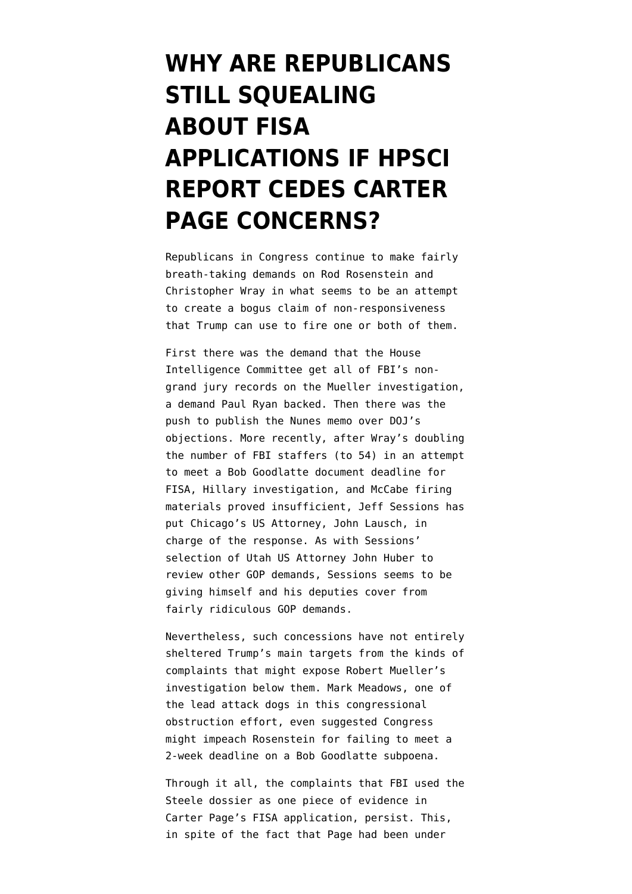# WHY ARE REPUBLICANS STILL SQUEALING ABOUT FISA APPLICATIONS IF HPSCI REPORT CEDES CARTER PAGE CONCERNS?

Republicans in Congress continue to make fairly breath-taking demands on Rod Rosenstein and Christopher Wray in what seems to be an attempt to create a bogus claim of non-responsiveness that Trump can use to fire one or both of them.

First there was the demand that the House Intelligence Committee get all of FBI's non-grand jury records on the Mueller investigation, a demand Paul Ryan backed. Then there was the push to publish the Nunes memo over DOJ's objections. More recently, after Wray's doubling the number of FBI staffers (to 54) in an attempt to meet a Bob Goodlatte document deadline for FISA, Hillary investigation, and McCabe firing materials proved insufficient, Jeff Sessions has put Chicago's US Attorney, John Lausch, in charge of the response. As with Sessions' selection of Utah US Attorney John Huber to review other GOP demands, Sessions seems to be giving himself and his deputies cover from fairly ridiculous GOP demands.

Nevertheless, such concessions have not entirely sheltered Trump's main targets from the kinds of complaints that might expose Robert Mueller's investigation below them. Mark Meadows, one of the lead attack dogs in this congressional obstruction effort, even suggested Congress might impeach Rosenstein for failing to meet a 2-week deadline on a Bob Goodlatte subpoena.

Through it all, the complaints that FBI used the Steele dossier as one piece of evidence in Carter Page's FISA application, persist. This, in spite of the fact that Page had been under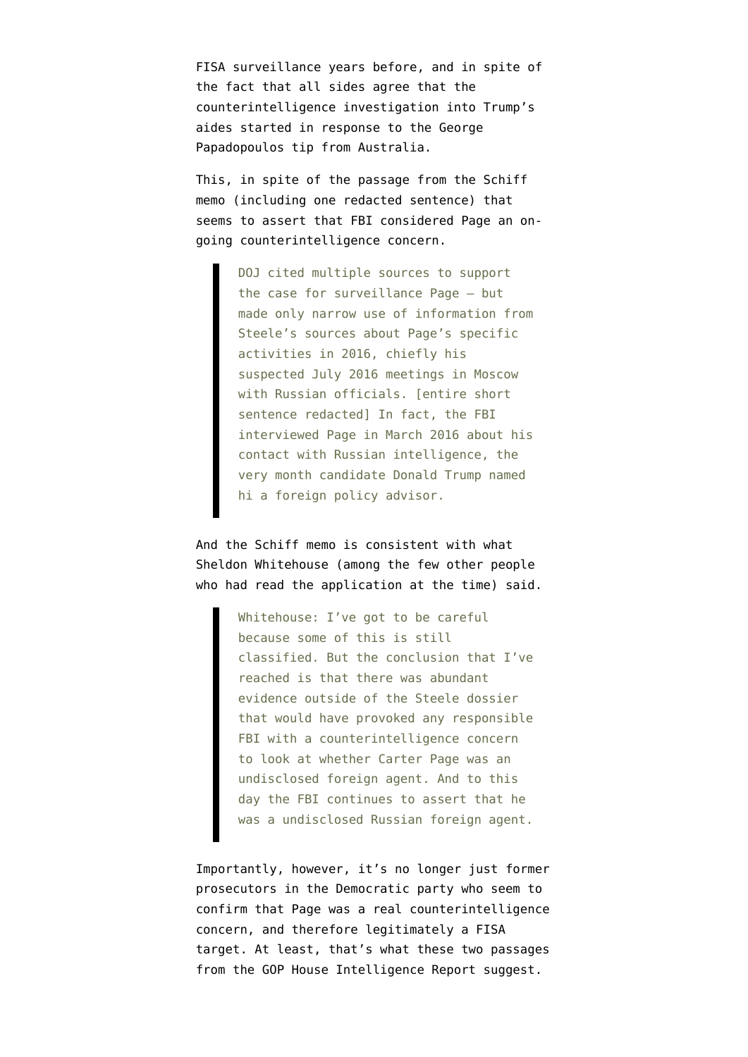FISA surveillance years before, and in spite of the fact that all sides agree that the counterintelligence investigation into Trump's aides started in response to the George Papadopoulos tip from Australia.

This, in spite of the passage from the Schiff memo (including one redacted sentence) that seems to assert that FBI considered Page an on-going counterintelligence concern.

> DOJ cited multiple sources to support the case for surveillance Page – but made only narrow use of information from Steele's sources about Page's specific activities in 2016, chiefly his suspected July 2016 meetings in Moscow with Russian officials. [entire short sentence redacted] In fact, the FBI interviewed Page in March 2016 about his contact with Russian intelligence, the very month candidate Donald Trump named hi a foreign policy advisor.

And the Schiff memo is consistent with what Sheldon Whitehouse (among the few other people who had read the application at the time) said.

> Whitehouse: I've got to be careful because some of this is still classified. But the conclusion that I've reached is that there was abundant evidence outside of the Steele dossier that would have provoked any responsible FBI with a counterintelligence concern to look at whether Carter Page was an undisclosed foreign agent. And to this day the FBI continues to assert that he was a undisclosed Russian foreign agent.

Importantly, however, it's no longer just former prosecutors in the Democratic party who seem to confirm that Page was a real counterintelligence concern, and therefore legitimately a FISA target. At least, that's what these two passages from the GOP House Intelligence Report suggest.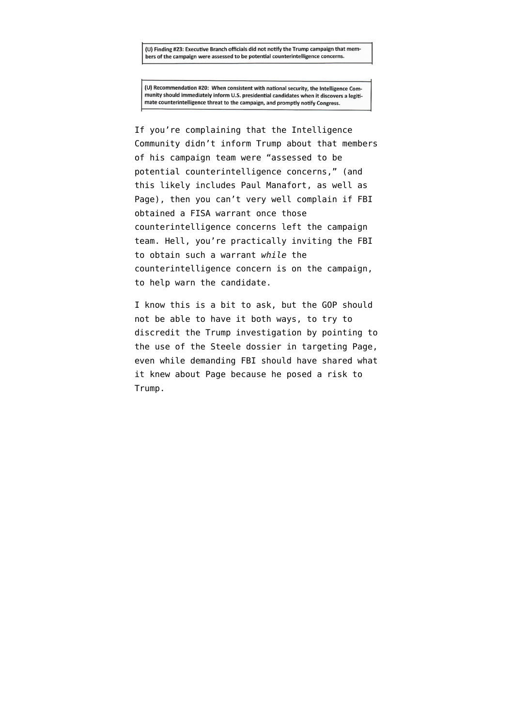> **(U) Finding #23: Executive Branch officials did not notify the Trump campaign that members of the campaign were assessed to be potential counterintelligence concerns.**

> **(U) Recommendation #20: When consistent with national security, the Intelligence Community should immediately inform U.S. presidential candidates when it discovers a legitimate counterintelligence threat to the campaign, and promptly notify Congress.**

If you're complaining that the Intelligence Community didn't inform Trump about that members of his campaign team were "assessed to be potential counterintelligence concerns," (and this likely includes Paul Manafort, as well as Page), then you can't very well complain if FBI obtained a FISA warrant once those counterintelligence concerns left the campaign team. Hell, you're practically inviting the FBI to obtain such a warrant *while* the counterintelligence concern is on the campaign, to help warn the candidate.

I know this is a bit to ask, but the GOP should not be able to have it both ways, to try to discredit the Trump investigation by pointing to the use of the Steele dossier in targeting Page, even while demanding FBI should have shared what it knew about Page because he posed a risk to Trump.